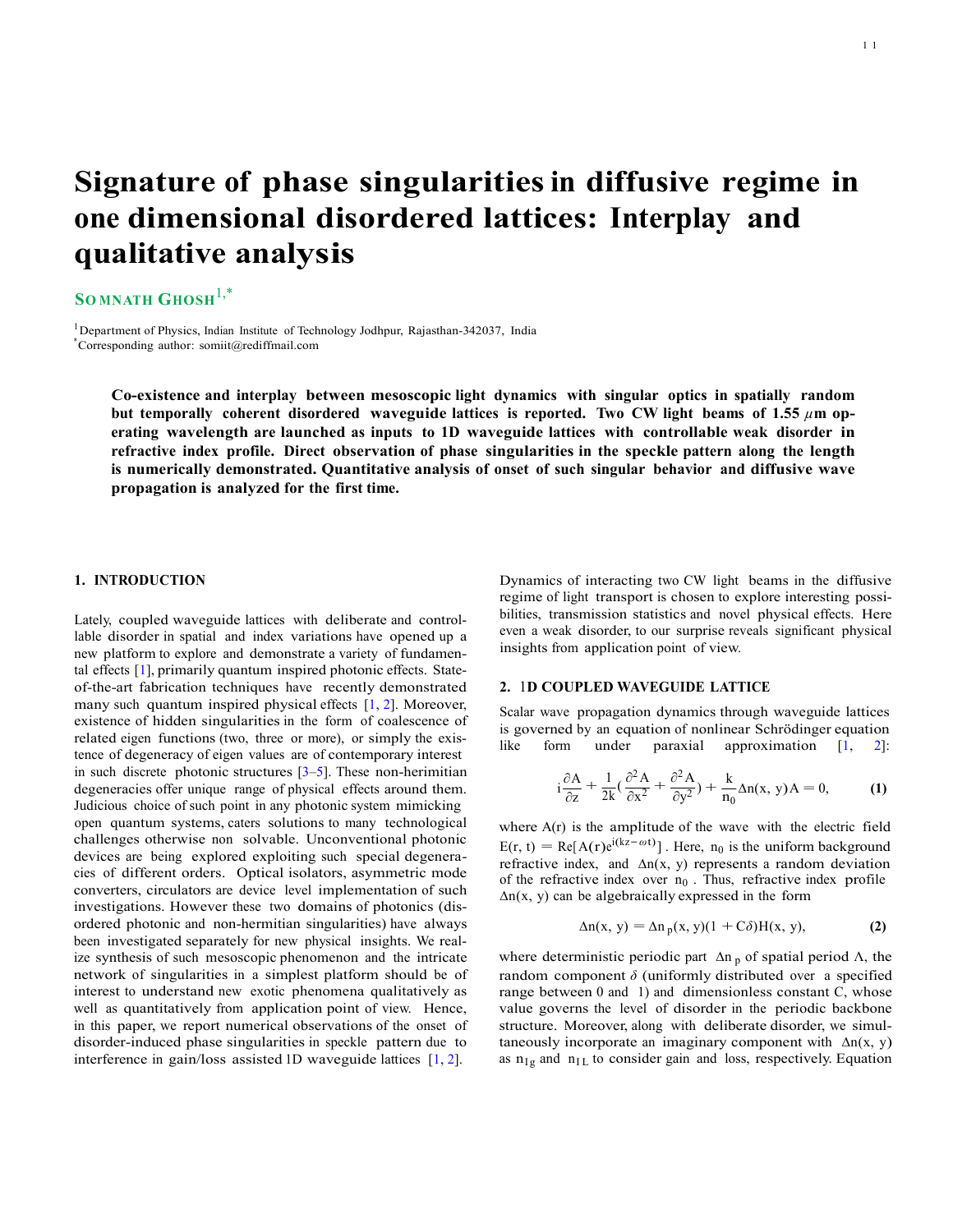# Signature of phase singularities in diffusive regime in one dimensional disordered lattices: Interplay and qualitative analysis

**SOMNATH GHOSH**[1,*]

[1]Department of Physics, Indian Institute of Technology Jodhpur, Rajasthan-342037, India
[*]Corresponding author: somiit@rediffmail.com

**Co-existence and interplay between mesoscopic light dynamics with singular optics in spatially random but temporally coherent disordered waveguide lattices is reported. Two CW light beams of 1.55 $\mu$m operating wavelength are launched as inputs to 1D waveguide lattices with controllable weak disorder in refractive index profile. Direct observation of phase singularities in the speckle pattern along the length is numerically demonstrated. Quantitative analysis of onset of such singular behavior and diffusive wave propagation is analyzed for the first time.**

## 1. INTRODUCTION

Lately, coupled waveguide lattices with deliberate and controllable disorder in spatial and index variations have opened up a new platform to explore and demonstrate a variety of fundamental effects [1], primarily quantum inspired photonic effects. State-of-the-art fabrication techniques have recently demonstrated many such quantum inspired physical effects [1, 2]. Moreover, existence of hidden singularities in the form of coalescence of related eigen functions (two, three or more), or simply the existence of degeneracy of eigen values are of contemporary interest in such discrete photonic structures [3–5]. These non-herimitian degeneracies offer unique range of physical effects around them. Judicious choice of such point in any photonic system mimicking open quantum systems, caters solutions to many technological challenges otherwise non solvable. Unconventional photonic devices are being explored exploiting such special degeneracies of different orders. Optical isolators, asymmetric mode converters, circulators are device level implementation of such investigations. However these two domains of photonics (disordered photonic and non-hermitian singularities) have always been investigated separately for new physical insights. We realize synthesis of such mesoscopic phenomenon and the intricate network of singularities in a simplest platform should be of interest to understand new exotic phenomena qualitatively as well as quantitatively from application point of view. Hence, in this paper, we report numerical observations of the onset of disorder-induced phase singularities in speckle pattern due to interference in gain/loss assisted 1D waveguide lattices [1, 2].

Dynamics of interacting two CW light beams in the diffusive regime of light transport is chosen to explore interesting possibilities, transmission statistics and novel physical effects. Here even a weak disorder, to our surprise reveals significant physical insights from application point of view.

## 2. 1D COUPLED WAVEGUIDE LATTICE

Scalar wave propagation dynamics through waveguide lattices is governed by an equation of nonlinear Schrödinger equation like form under paraxial approximation [1, 2]:

$$i\frac{\partial A}{\partial z} + \frac{1}{2k}\left(\frac{\partial^2 A}{\partial x^2} + \frac{\partial^2 A}{\partial y^2}\right) + \frac{k}{n_0}\Delta n(x, y)A = 0, \qquad (1)$$

where $A(r)$ is the amplitude of the wave with the electric field $E(r, t) = \mathrm{Re}[A(r)e^{i(kz-\omega t)}]$. Here, $n_0$ is the uniform background refractive index, and $\Delta n(x, y)$ represents a random deviation of the refractive index over $n_0$. Thus, refractive index profile $\Delta n(x, y)$ can be algebraically expressed in the form

$$\Delta n(x, y) = \Delta n_p(x, y)(1 + C\delta)H(x, y), \qquad (2)$$

where deterministic periodic part $\Delta n_p$ of spatial period $\Lambda$, the random component $\delta$ (uniformly distributed over a specified range between 0 and 1) and dimensionless constant C, whose value governs the level of disorder in the periodic backbone structure. Moreover, along with deliberate disorder, we simultaneously incorporate an imaginary component with $\Delta n(x, y)$ as $n_{Ig}$ and $n_{IL}$ to consider gain and loss, respectively. Equation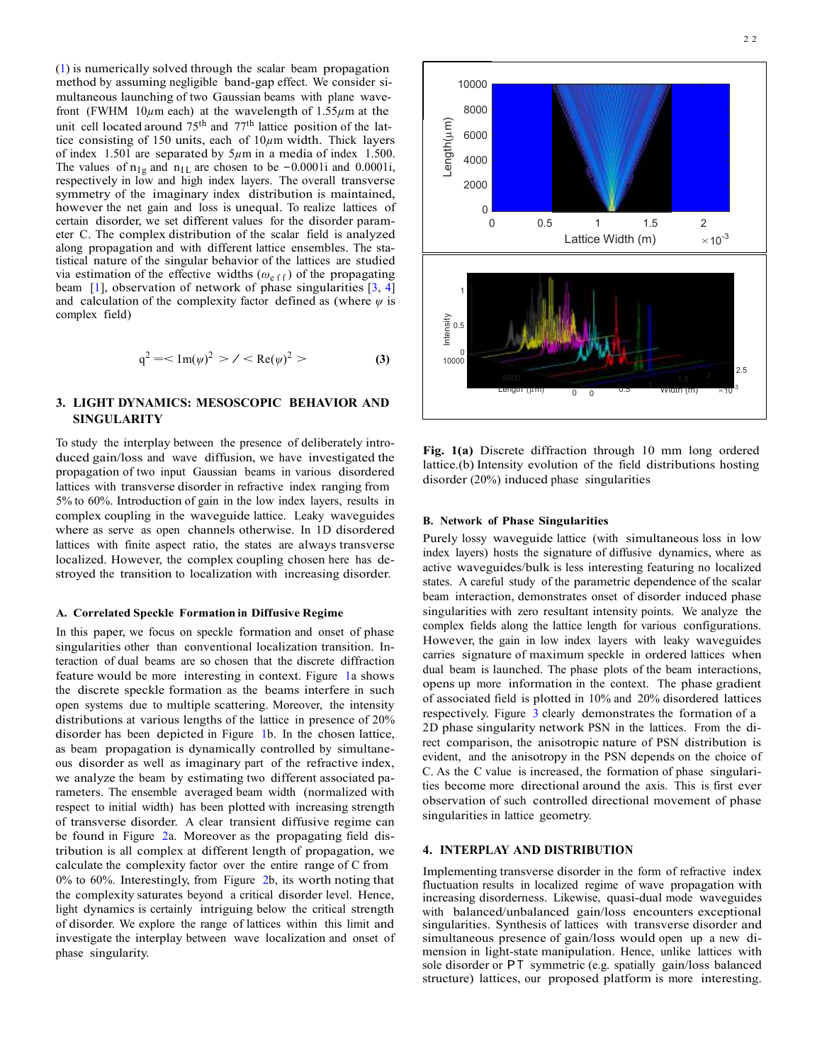(1) is numerically solved through the scalar beam propagation method by assuming negligible band-gap effect. We consider simultaneous launching of two Gaussian beams with plane wavefront (FWHM $10\mu$m each) at the wavelength of $1.55\mu$m at the unit cell located around $75^{th}$ and $77^{th}$ lattice position of the lattice consisting of 150 units, each of $10\mu$m width. Thick layers of index 1.501 are separated by $5\mu$m in a media of index 1.500. The values of $n_{Ig}$ and $n_{IL}$ are chosen to be $-0.0001i$ and $0.0001i$, respectively in low and high index layers. The overall transverse symmetry of the imaginary index distribution is maintained, however the net gain and loss is unequal. To realize lattices of certain disorder, we set different values for the disorder parameter C. The complex distribution of the scalar field is analyzed along propagation and with different lattice ensembles. The statistical nature of the singular behavior of the lattices are studied via estimation of the effective widths ($\omega_{eff}$) of the propagating beam [1], observation of network of phase singularities [3, 4] and calculation of the complexity factor defined as (where $\psi$ is complex field)

$$q^2 = < \mathrm{Im}(\psi)^2 > / < \mathrm{Re}(\psi)^2 > \tag{3}$$

## 3. LIGHT DYNAMICS: MESOSCOPIC BEHAVIOR AND SINGULARITY

To study the interplay between the presence of deliberately introduced gain/loss and wave diffusion, we have investigated the propagation of two input Gaussian beams in various disordered lattices with transverse disorder in refractive index ranging from 5% to 60%. Introduction of gain in the low index layers, results in complex coupling in the waveguide lattice. Leaky waveguides where as serve as open channels otherwise. In 1D disordered lattices with finite aspect ratio, the states are always transverse localized. However, the complex coupling chosen here has destroyed the transition to localization with increasing disorder.

### A. Correlated Speckle Formation in Diffusive Regime

In this paper, we focus on speckle formation and onset of phase singularities other than conventional localization transition. Interaction of dual beams are so chosen that the discrete diffraction feature would be more interesting in context. Figure 1a shows the discrete speckle formation as the beams interfere in such open systems due to multiple scattering. Moreover, the intensity distributions at various lengths of the lattice in presence of 20% disorder has been depicted in Figure 1b. In the chosen lattice, as beam propagation is dynamically controlled by simultaneous disorder as well as imaginary part of the refractive index, we analyze the beam by estimating two different associated parameters. The ensemble averaged beam width (normalized with respect to initial width) has been plotted with increasing strength of transverse disorder. A clear transient diffusive regime can be found in Figure 2a. Moreover as the propagating field distribution is all complex at different length of propagation, we calculate the complexity factor over the entire range of C from 0% to 60%. Interestingly, from Figure 2b, its worth noting that the complexity saturates beyond a critical disorder level. Hence, light dynamics is certainly intriguing below the critical strength of disorder. We explore the range of lattices within this limit and investigate the interplay between wave localization and onset of phase singularity.

**Fig. 1(a)** Discrete diffraction through 10 mm long ordered lattice.(b) Intensity evolution of the field distributions hosting disorder (20%) induced phase singularities

### B. Network of Phase Singularities

Purely lossy waveguide lattice (with simultaneous loss in low index layers) hosts the signature of diffusive dynamics, where as active waveguides/bulk is less interesting featuring no localized states. A careful study of the parametric dependence of the scalar beam interaction, demonstrates onset of disorder induced phase singularities with zero resultant intensity points. We analyze the complex fields along the lattice length for various configurations. However, the gain in low index layers with leaky waveguides carries signature of maximum speckle in ordered lattices when dual beam is launched. The phase plots of the beam interactions, opens up more information in the context. The phase gradient of associated field is plotted in 10% and 20% disordered lattices respectively. Figure 3 clearly demonstrates the formation of a 2D phase singularity network PSN in the lattices. From the direct comparison, the anisotropic nature of PSN distribution is evident, and the anisotropy in the PSN depends on the choice of C. As the C value is increased, the formation of phase singularities become more directional around the axis. This is first ever observation of such controlled directional movement of phase singularities in lattice geometry.

## 4. INTERPLAY AND DISTRIBUTION

Implementing transverse disorder in the form of refractive index fluctuation results in localized regime of wave propagation with increasing disorderness. Likewise, quasi-dual mode waveguides with balanced/unbalanced gain/loss encounters exceptional singularities. Synthesis of lattices with transverse disorder and simultaneous presence of gain/loss would open up a new dimension in light-state manipulation. Hence, unlike lattices with sole disorder or $\mathcal{PT}$ symmetric (e.g. spatially gain/loss balanced structure) lattices, our proposed platform is more interesting.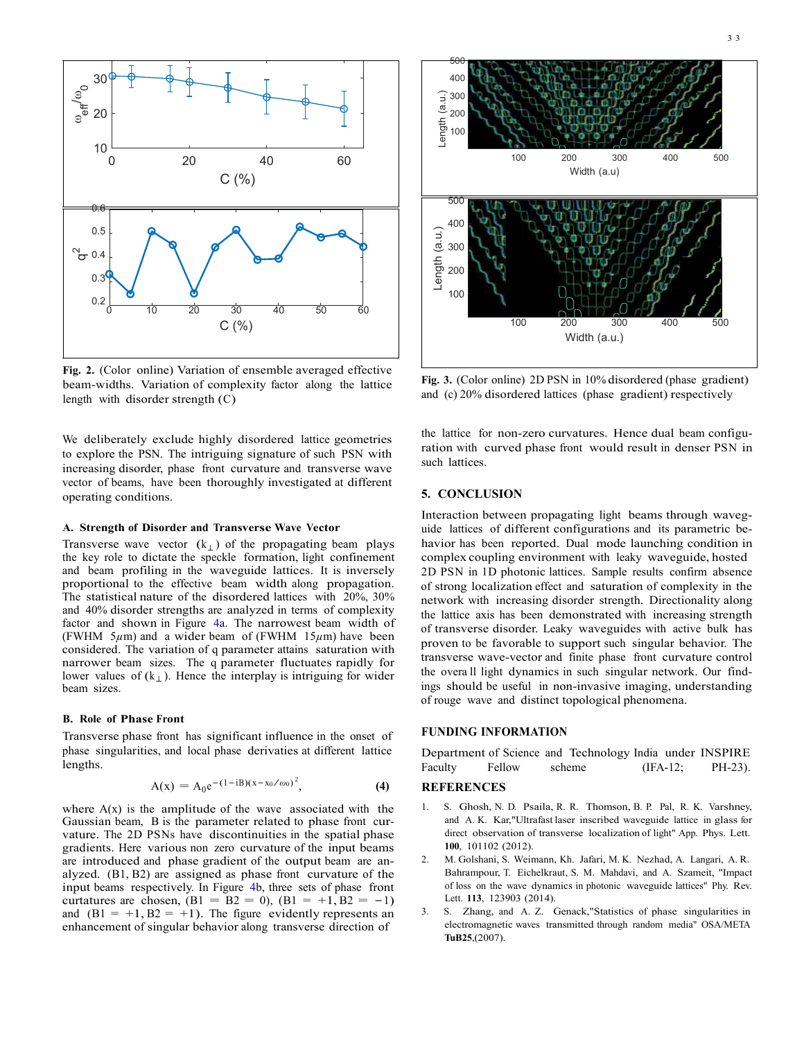Fig. 2. (Color online) Variation of ensemble averaged effective beam-widths. Variation of complexity factor along the lattice length with disorder strength (C)

Fig. 3. (Color online) 2D PSN in 10% disordered (phase gradient) and (c) 20% disordered lattices (phase gradient) respectively

We deliberately exclude highly disordered lattice geometries to explore the PSN. The intriguing signature of such PSN with increasing disorder, phase front curvature and transverse wave vector of beams, have been thoroughly investigated at different operating conditions.

### A. Strength of Disorder and Transverse Wave Vector

Transverse wave vector ($k_{\perp}$) of the propagating beam plays the key role to dictate the speckle formation, light confinement and beam profiling in the waveguide lattices. It is inversely proportional to the effective beam width along propagation. The statistical nature of the disordered lattices with 20%, 30% and 40% disorder strengths are analyzed in terms of complexity factor and shown in Figure 4a. The narrowest beam width of (FWHM 5$\mu$m) and a wider beam of (FWHM 15$\mu$m) have been considered. The variation of q parameter attains saturation with narrower beam sizes. The q parameter fluctuates rapidly for lower values of ($k_{\perp}$). Hence the interplay is intriguing for wider beam sizes.

### B. Role of Phase Front

Transverse phase front has significant influence in the onset of phase singularities, and local phase derivatives at different lattice lengths.

$$A(x) = A_0 e^{-(1-iB)(x-x_0/\omega_0)^2}, \quad (4)$$

where A(x) is the amplitude of the wave associated with the Gaussian beam, B is the parameter related to phase front curvature. The 2D PSNs have discontinuities in the spatial phase gradients. Here various non zero curvature of the input beams are introduced and phase gradient of the output beam are analyzed. (B1, B2) are assigned as phase front curvature of the input beams respectively. In Figure 4b, three sets of phase front curtatures are chosen, (B1 = B2 = 0), (B1 = +1, B2 = −1) and (B1 = +1, B2 = +1). The figure evidently represents an enhancement of singular behavior along transverse direction of the lattice for non-zero curvatures. Hence dual beam configuration with curved phase front would result in denser PSN in such lattices.

## 5. CONCLUSION

Interaction between propagating light beams through waveguide lattices of different configurations and its parametric behavior has been reported. Dual mode launching condition in complex coupling environment with leaky waveguide, hosted 2D PSN in 1D photonic lattices. Sample results confirm absence of strong localization effect and saturation of complexity in the network with increasing disorder strength. Directionality along the lattice axis has been demonstrated with increasing strength of transverse disorder. Leaky waveguides with active bulk has proven to be favorable to support such singular behavior. The transverse wave-vector and finite phase front curvature control the overall light dynamics in such singular network. Our findings should be useful in non-invasive imaging, understanding of rouge wave and distinct topological phenomena.

## FUNDING INFORMATION

Department of Science and Technology India under INSPIRE Faculty Fellow scheme (IFA-12; PH-23).

## REFERENCES

1. S. Ghosh, N. D. Psaila, R. R. Thomson, B. P. Pal, R. K. Varshney, and A. K. Kar,"Ultrafast laser inscribed waveguide lattice in glass for direct observation of transverse localization of light" App. Phys. Lett. **100**, 101102 (2012).
2. M. Golshani, S. Weimann, Kh. Jafari, M. K. Nezhad, A. Langari, A. R. Bahrampour, T. Eichelkraut, S. M. Mahdavi, and A. Szameit, "Impact of loss on the wave dynamics in photonic waveguide lattices" Phy. Rev. Lett. **113**, 123903 (2014).
3. S. Zhang, and A. Z. Genack,"Statistics of phase singularities in electromagnetic waves transmitted through random media" OSA/META **TuB25**,(2007).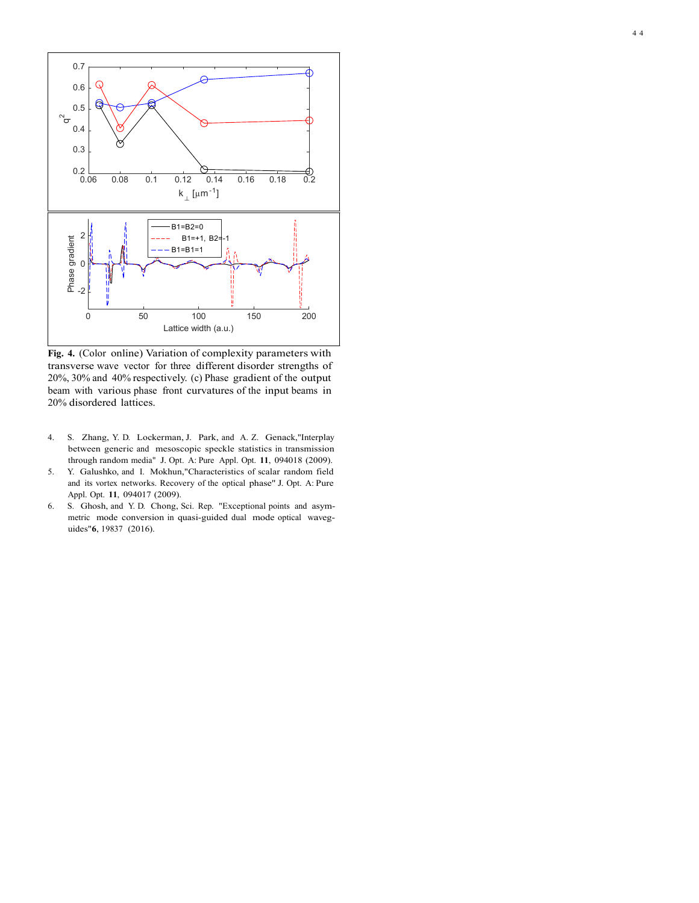0.7
0.6
0.5
0.4
0.3
0.2
$q^2$
0.06 0.08 0.1 0.12 0.14 0.16 0.18 0.2
$k_{\perp}$ [$\mu m^{-1}$]

Phase gradient
2
0
-2
0 50 100 150 200
Lattice width (a.u.)
B1=B2=0
B1=+1, B2=-1
B1=B1=1

**Fig. 4.** (Color online) Variation of complexity parameters with transverse wave vector for three different disorder strengths of 20%, 30% and 40% respectively. (c) Phase gradient of the output beam with various phase front curvatures of the input beams in 20% disordered lattices.

4. S. Zhang, Y. D. Lockerman, J. Park, and A. Z. Genack,"Interplay between generic and mesoscopic speckle statistics in transmission through random media" J. Opt. A: Pure Appl. Opt. **11**, 094018 (2009).
5. Y. Galushko, and I. Mokhun,"Characteristics of scalar random field and its vortex networks. Recovery of the optical phase" J. Opt. A: Pure Appl. Opt. **11**, 094017 (2009).
6. S. Ghosh, and Y. D. Chong, Sci. Rep. "Exceptional points and asymmetric mode conversion in quasi-guided dual mode optical waveguides"**6**, 19837 (2016).